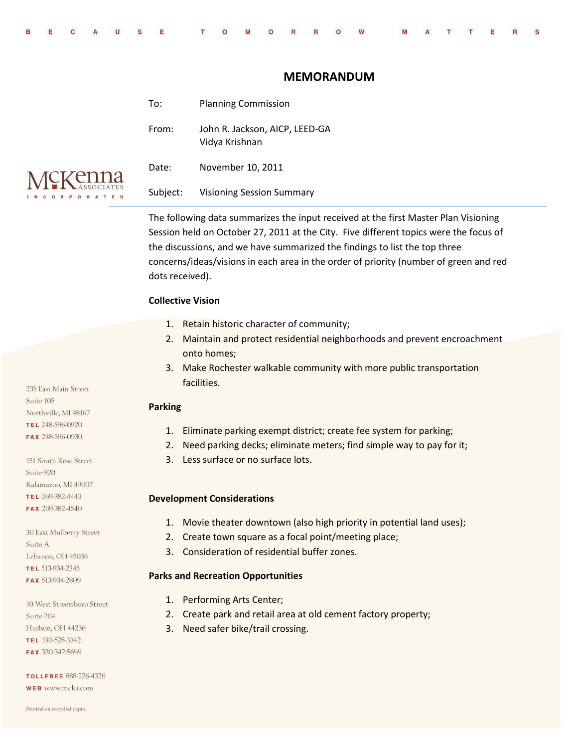# MEMORANDUM

To: Planning Commission

From: John R. Jackson, AICP, LEED-GA
Vidya Krishnan

Date: November 10, 2011

Subject: Visioning Session Summary

---

The following data summarizes the input received at the first Master Plan Visioning Session held on October 27, 2011 at the City. Five different topics were the focus of the discussions, and we have summarized the findings to list the top three concerns/ideas/visions in each area in the order of priority (number of green and red dots received).

**Collective Vision**

1. Retain historic character of community;
2. Maintain and protect residential neighborhoods and prevent encroachment onto homes;
3. Make Rochester walkable community with more public transportation facilities.

**Parking**

1. Eliminate parking exempt district; create fee system for parking;
2. Need parking decks; eliminate meters; find simple way to pay for it;
3. Less surface or no surface lots.

**Development Considerations**

1. Movie theater downtown (also high priority in potential land uses);
2. Create town square as a focal point/meeting place;
3. Consideration of residential buffer zones.

**Parks and Recreation Opportunities**

1. Performing Arts Center;
2. Create park and retail area at old cement factory property;
3. Need safer bike/trail crossing.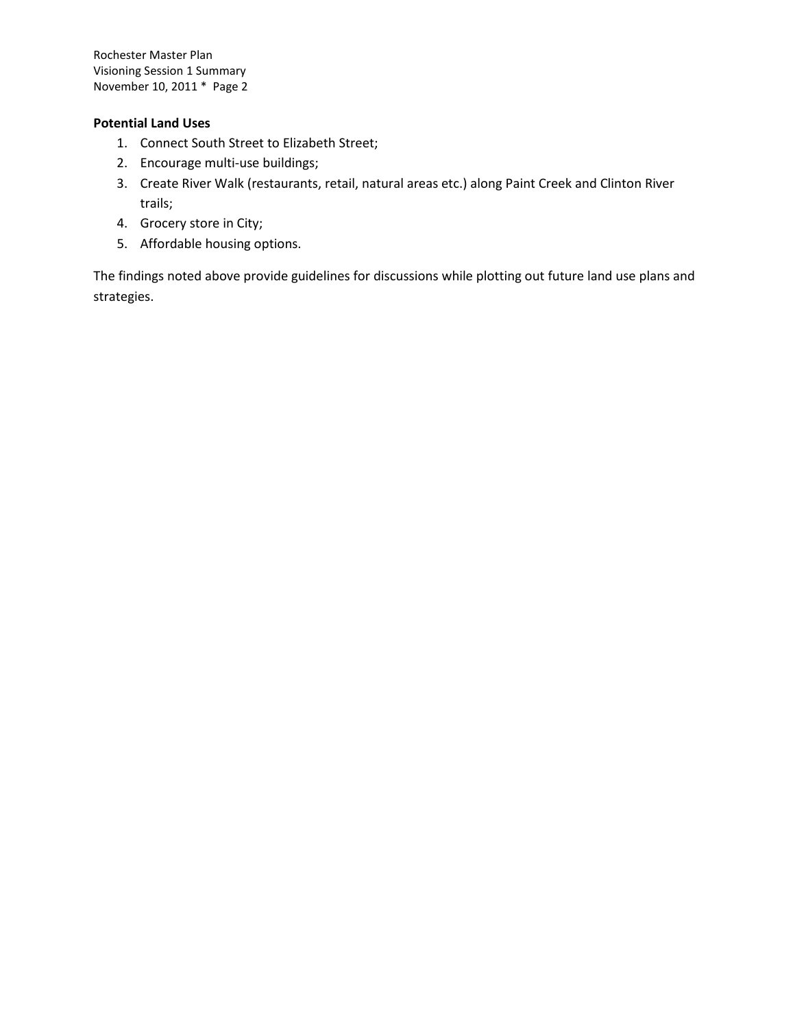**Potential Land Uses**

1. Connect South Street to Elizabeth Street;
2. Encourage multi-use buildings;
3. Create River Walk (restaurants, retail, natural areas etc.) along Paint Creek and Clinton River trails;
4. Grocery store in City;
5. Affordable housing options.

The findings noted above provide guidelines for discussions while plotting out future land use plans and strategies.